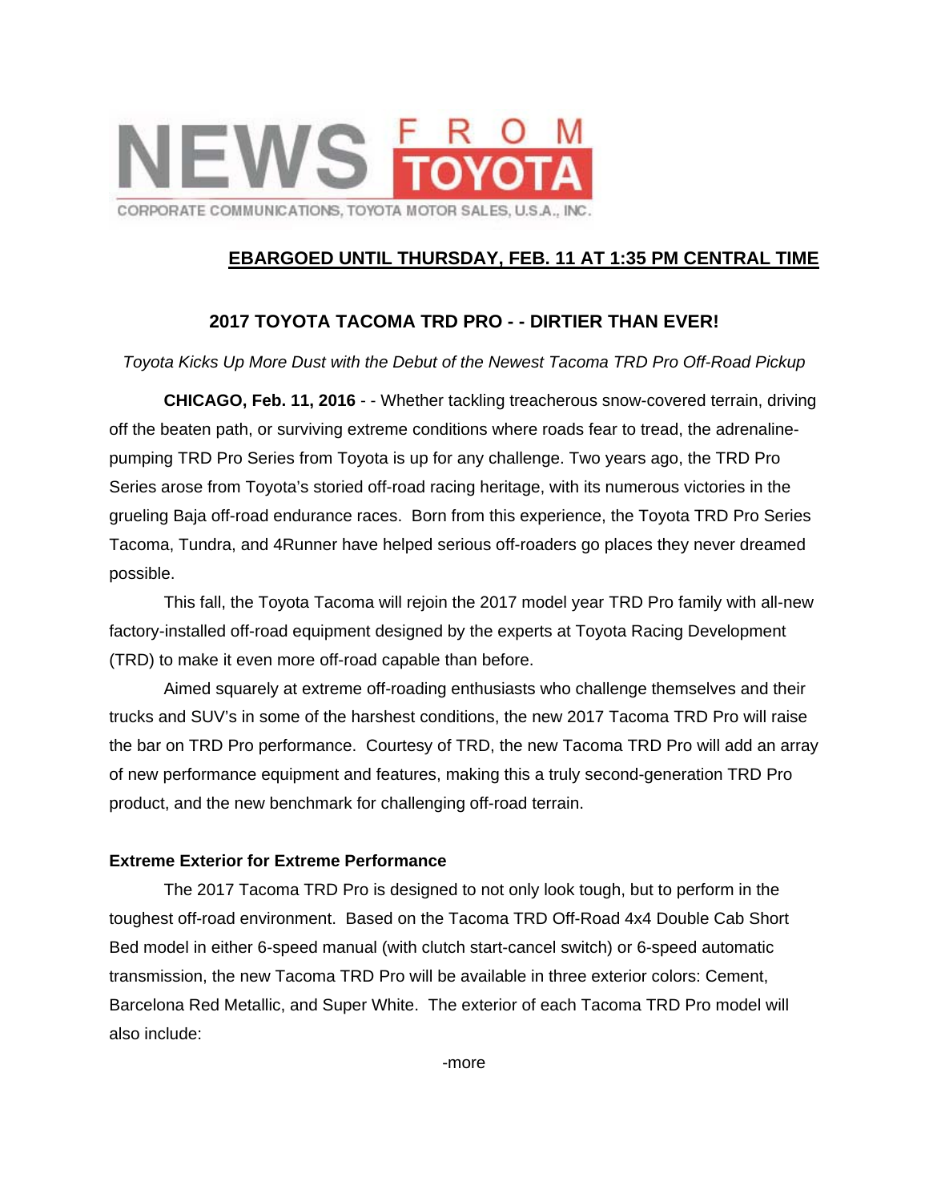NEWS FROM TOYOTA

CORPORATE COMMUNICATIONS, TOYOTA MOTOR SALES, U.S.A., INC.

**EBARGOED UNTIL THURSDAY, FEB. 11 AT 1:35 PM CENTRAL TIME**

## 2017 TOYOTA TACOMA TRD PRO - - DIRTIER THAN EVER!

*Toyota Kicks Up More Dust with the Debut of the Newest Tacoma TRD Pro Off-Road Pickup*

**CHICAGO, Feb. 11, 2016** - - Whether tackling treacherous snow-covered terrain, driving off the beaten path, or surviving extreme conditions where roads fear to tread, the adrenaline-pumping TRD Pro Series from Toyota is up for any challenge. Two years ago, the TRD Pro Series arose from Toyota's storied off-road racing heritage, with its numerous victories in the grueling Baja off-road endurance races. Born from this experience, the Toyota TRD Pro Series Tacoma, Tundra, and 4Runner have helped serious off-roaders go places they never dreamed possible.

This fall, the Toyota Tacoma will rejoin the 2017 model year TRD Pro family with all-new factory-installed off-road equipment designed by the experts at Toyota Racing Development (TRD) to make it even more off-road capable than before.

Aimed squarely at extreme off-roading enthusiasts who challenge themselves and their trucks and SUV's in some of the harshest conditions, the new 2017 Tacoma TRD Pro will raise the bar on TRD Pro performance. Courtesy of TRD, the new Tacoma TRD Pro will add an array of new performance equipment and features, making this a truly second-generation TRD Pro product, and the new benchmark for challenging off-road terrain.

### Extreme Exterior for Extreme Performance

The 2017 Tacoma TRD Pro is designed to not only look tough, but to perform in the toughest off-road environment. Based on the Tacoma TRD Off-Road 4x4 Double Cab Short Bed model in either 6-speed manual (with clutch start-cancel switch) or 6-speed automatic transmission, the new Tacoma TRD Pro will be available in three exterior colors: Cement, Barcelona Red Metallic, and Super White. The exterior of each Tacoma TRD Pro model will also include:

-more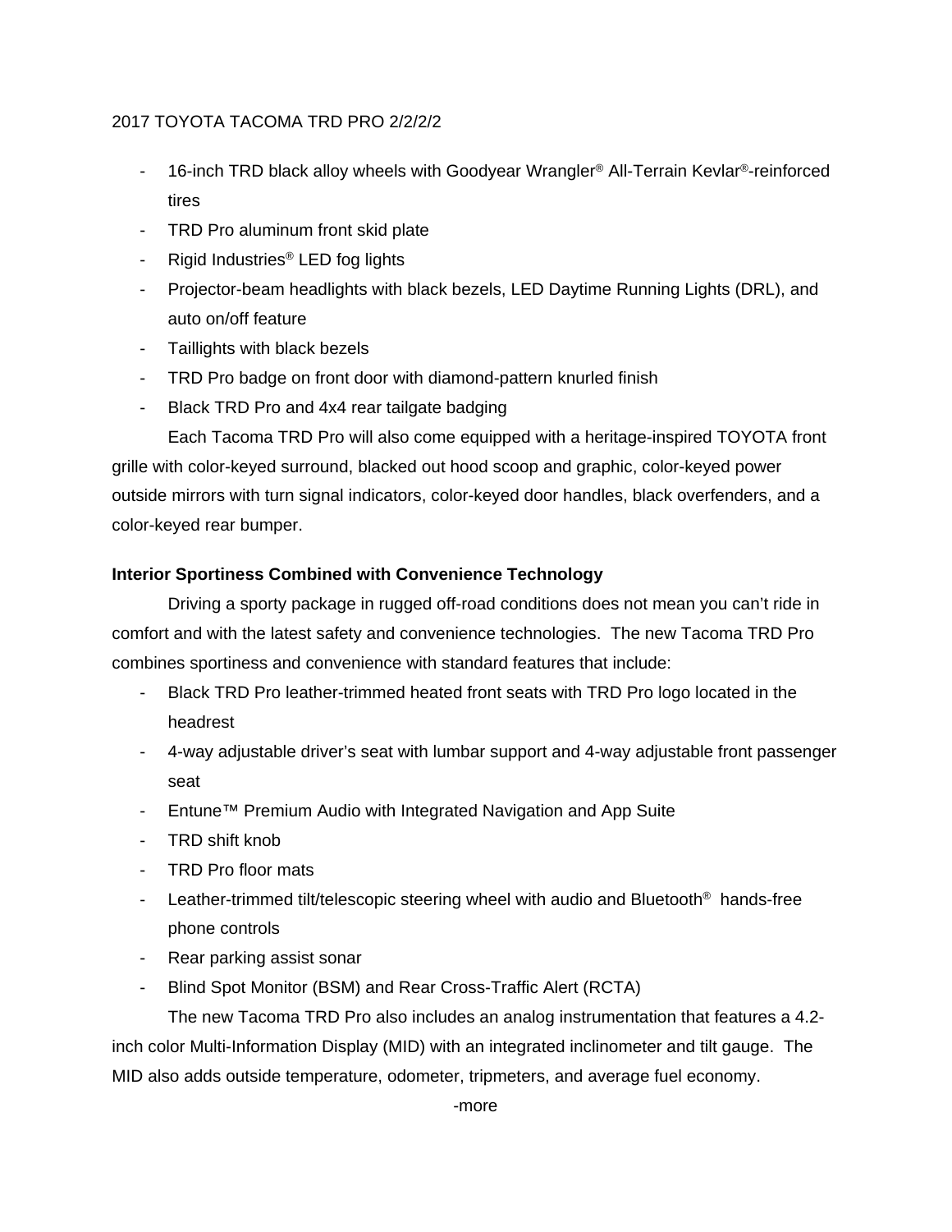- 16-inch TRD black alloy wheels with Goodyear Wrangler® All-Terrain Kevlar®-reinforced tires
- TRD Pro aluminum front skid plate
- Rigid Industries® LED fog lights
- Projector-beam headlights with black bezels, LED Daytime Running Lights (DRL), and auto on/off feature
- Taillights with black bezels
- TRD Pro badge on front door with diamond-pattern knurled finish
- Black TRD Pro and 4x4 rear tailgate badging

Each Tacoma TRD Pro will also come equipped with a heritage-inspired TOYOTA front grille with color-keyed surround, blacked out hood scoop and graphic, color-keyed power outside mirrors with turn signal indicators, color-keyed door handles, black overfenders, and a color-keyed rear bumper.

**Interior Sportiness Combined with Convenience Technology**

Driving a sporty package in rugged off-road conditions does not mean you can't ride in comfort and with the latest safety and convenience technologies. The new Tacoma TRD Pro combines sportiness and convenience with standard features that include:

- Black TRD Pro leather-trimmed heated front seats with TRD Pro logo located in the headrest
- 4-way adjustable driver's seat with lumbar support and 4-way adjustable front passenger seat
- Entune™ Premium Audio with Integrated Navigation and App Suite
- TRD shift knob
- TRD Pro floor mats
- Leather-trimmed tilt/telescopic steering wheel with audio and Bluetooth® hands-free phone controls
- Rear parking assist sonar
- Blind Spot Monitor (BSM) and Rear Cross-Traffic Alert (RCTA)

The new Tacoma TRD Pro also includes an analog instrumentation that features a 4.2-inch color Multi-Information Display (MID) with an integrated inclinometer and tilt gauge. The MID also adds outside temperature, odometer, tripmeters, and average fuel economy.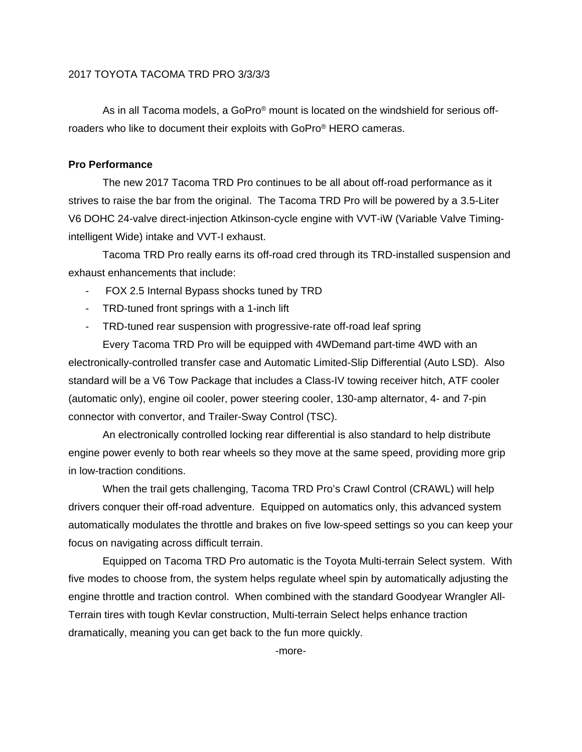As in all Tacoma models, a GoPro® mount is located on the windshield for serious off-roaders who like to document their exploits with GoPro® HERO cameras.

**Pro Performance**

The new 2017 Tacoma TRD Pro continues to be all about off-road performance as it strives to raise the bar from the original. The Tacoma TRD Pro will be powered by a 3.5-Liter V6 DOHC 24-valve direct-injection Atkinson-cycle engine with VVT-iW (Variable Valve Timing-intelligent Wide) intake and VVT-I exhaust.

Tacoma TRD Pro really earns its off-road cred through its TRD-installed suspension and exhaust enhancements that include:

- FOX 2.5 Internal Bypass shocks tuned by TRD
- TRD-tuned front springs with a 1-inch lift
- TRD-tuned rear suspension with progressive-rate off-road leaf spring

Every Tacoma TRD Pro will be equipped with 4WDemand part-time 4WD with an electronically-controlled transfer case and Automatic Limited-Slip Differential (Auto LSD). Also standard will be a V6 Tow Package that includes a Class-IV towing receiver hitch, ATF cooler (automatic only), engine oil cooler, power steering cooler, 130-amp alternator, 4- and 7-pin connector with convertor, and Trailer-Sway Control (TSC).

An electronically controlled locking rear differential is also standard to help distribute engine power evenly to both rear wheels so they move at the same speed, providing more grip in low-traction conditions.

When the trail gets challenging, Tacoma TRD Pro's Crawl Control (CRAWL) will help drivers conquer their off-road adventure. Equipped on automatics only, this advanced system automatically modulates the throttle and brakes on five low-speed settings so you can keep your focus on navigating across difficult terrain.

Equipped on Tacoma TRD Pro automatic is the Toyota Multi-terrain Select system. With five modes to choose from, the system helps regulate wheel spin by automatically adjusting the engine throttle and traction control. When combined with the standard Goodyear Wrangler All-Terrain tires with tough Kevlar construction, Multi-terrain Select helps enhance traction dramatically, meaning you can get back to the fun more quickly.

-more-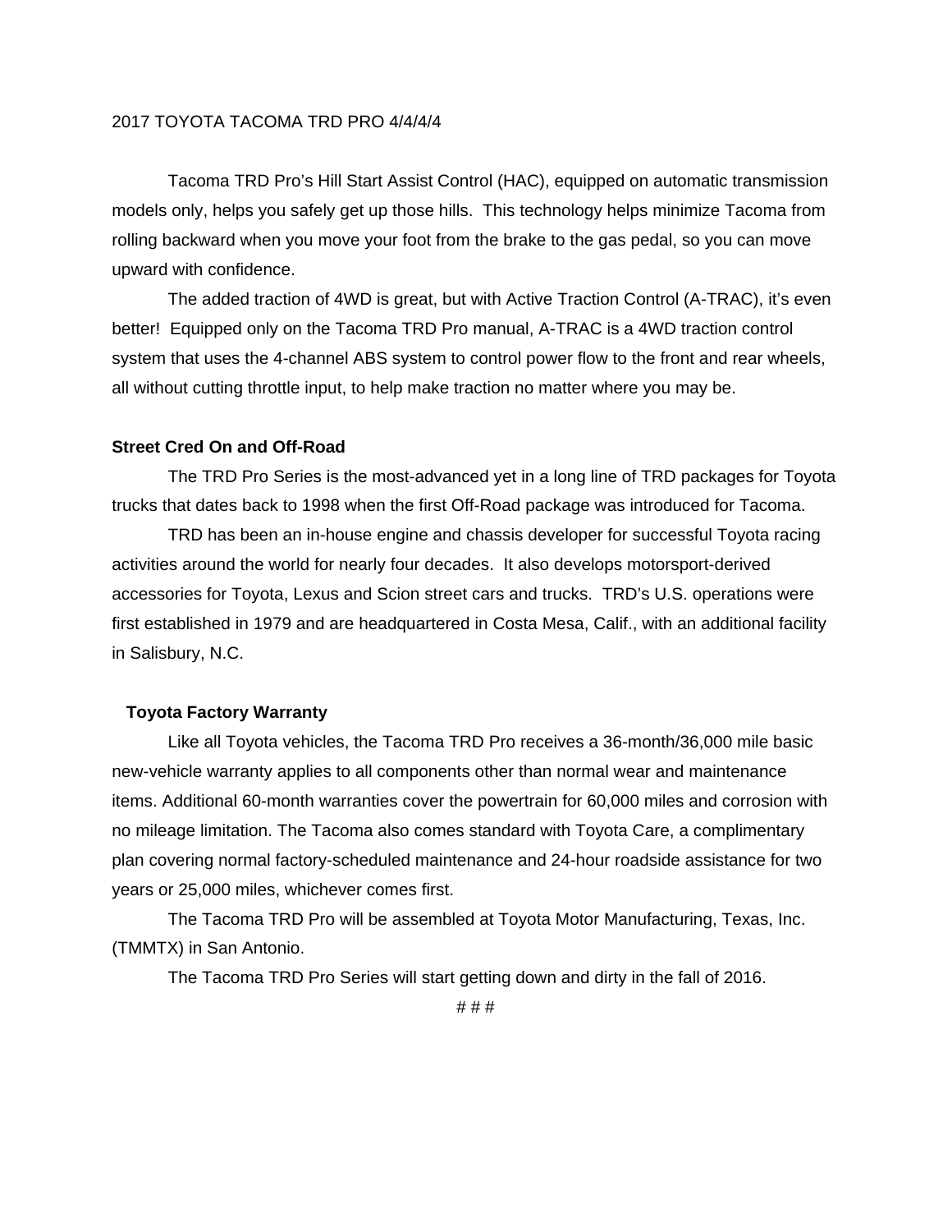2017 TOYOTA TACOMA TRD PRO 4/4/4/4

Tacoma TRD Pro's Hill Start Assist Control (HAC), equipped on automatic transmission models only, helps you safely get up those hills.  This technology helps minimize Tacoma from rolling backward when you move your foot from the brake to the gas pedal, so you can move upward with confidence.

The added traction of 4WD is great, but with Active Traction Control (A-TRAC), it's even better!  Equipped only on the Tacoma TRD Pro manual, A-TRAC is a 4WD traction control system that uses the 4-channel ABS system to control power flow to the front and rear wheels, all without cutting throttle input, to help make traction no matter where you may be.

**Street Cred On and Off-Road**

The TRD Pro Series is the most-advanced yet in a long line of TRD packages for Toyota trucks that dates back to 1998 when the first Off-Road package was introduced for Tacoma.

TRD has been an in-house engine and chassis developer for successful Toyota racing activities around the world for nearly four decades.  It also develops motorsport-derived accessories for Toyota, Lexus and Scion street cars and trucks.  TRD's U.S. operations were first established in 1979 and are headquartered in Costa Mesa, Calif., with an additional facility in Salisbury, N.C.

**Toyota Factory Warranty**

Like all Toyota vehicles, the Tacoma TRD Pro receives a 36-month/36,000 mile basic new-vehicle warranty applies to all components other than normal wear and maintenance items. Additional 60-month warranties cover the powertrain for 60,000 miles and corrosion with no mileage limitation. The Tacoma also comes standard with Toyota Care, a complimentary plan covering normal factory-scheduled maintenance and 24-hour roadside assistance for two years or 25,000 miles, whichever comes first.

The Tacoma TRD Pro will be assembled at Toyota Motor Manufacturing, Texas, Inc. (TMMTX) in San Antonio.

The Tacoma TRD Pro Series will start getting down and dirty in the fall of 2016.

# # #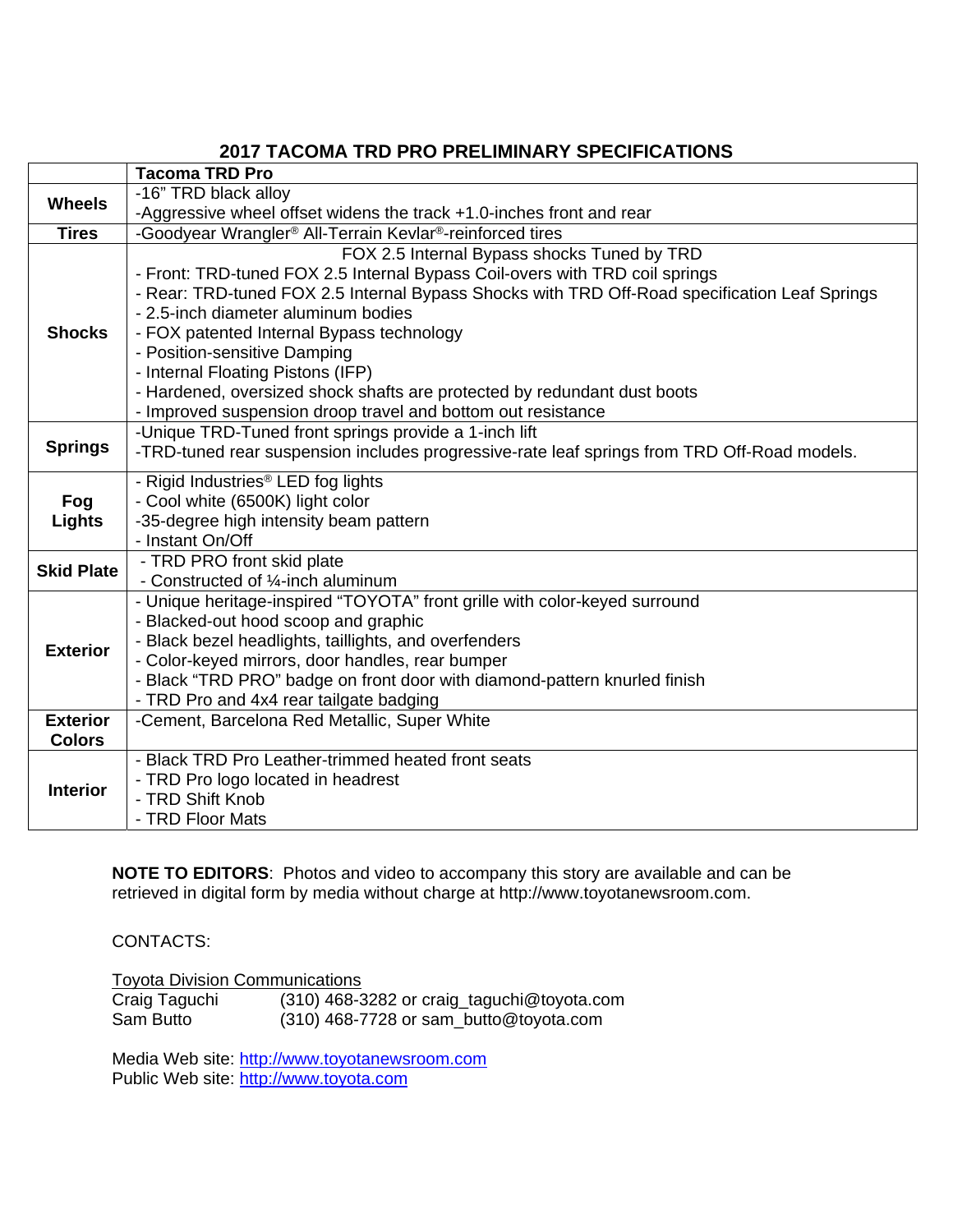## 2017 TACOMA TRD PRO PRELIMINARY SPECIFICATIONS

| | Tacoma TRD Pro |
|---|---|
| **Wheels** | -16" TRD black alloy<br>-Aggressive wheel offset widens the track +1.0-inches front and rear |
| **Tires** | -Goodyear Wrangler® All-Terrain Kevlar®-reinforced tires |
| **Shocks** | FOX 2.5 Internal Bypass shocks Tuned by TRD<br>- Front: TRD-tuned FOX 2.5 Internal Bypass Coil-overs with TRD coil springs<br>- Rear: TRD-tuned FOX 2.5 Internal Bypass Shocks with TRD Off-Road specification Leaf Springs<br>- 2.5-inch diameter aluminum bodies<br>- FOX patented Internal Bypass technology<br>- Position-sensitive Damping<br>- Internal Floating Pistons (IFP)<br>- Hardened, oversized shock shafts are protected by redundant dust boots<br>- Improved suspension droop travel and bottom out resistance |
| **Springs** | -Unique TRD-Tuned front springs provide a 1-inch lift<br>-TRD-tuned rear suspension includes progressive-rate leaf springs from TRD Off-Road models. |
| **Fog Lights** | - Rigid Industries® LED fog lights<br>- Cool white (6500K) light color<br>-35-degree high intensity beam pattern<br>- Instant On/Off |
| **Skid Plate** | - TRD PRO front skid plate<br>- Constructed of ¼-inch aluminum |
| **Exterior** | - Unique heritage-inspired "TOYOTA" front grille with color-keyed surround<br>- Blacked-out hood scoop and graphic<br>- Black bezel headlights, taillights, and overfenders<br>- Color-keyed mirrors, door handles, rear bumper<br>- Black "TRD PRO" badge on front door with diamond-pattern knurled finish<br>- TRD Pro and 4x4 rear tailgate badging |
| **Exterior Colors** | -Cement, Barcelona Red Metallic, Super White |
| **Interior** | - Black TRD Pro Leather-trimmed heated front seats<br>- TRD Pro logo located in headrest<br>- TRD Shift Knob<br>- TRD Floor Mats |

**NOTE TO EDITORS**: Photos and video to accompany this story are available and can be retrieved in digital form by media without charge at http://www.toyotanewsroom.com.

CONTACTS:

Toyota Division Communications

Craig Taguchi (310) 468-3282 or craig_taguchi@toyota.com
Sam Butto (310) 468-7728 or sam_butto@toyota.com

Media Web site: http://www.toyotanewsroom.com
Public Web site: http://www.toyota.com